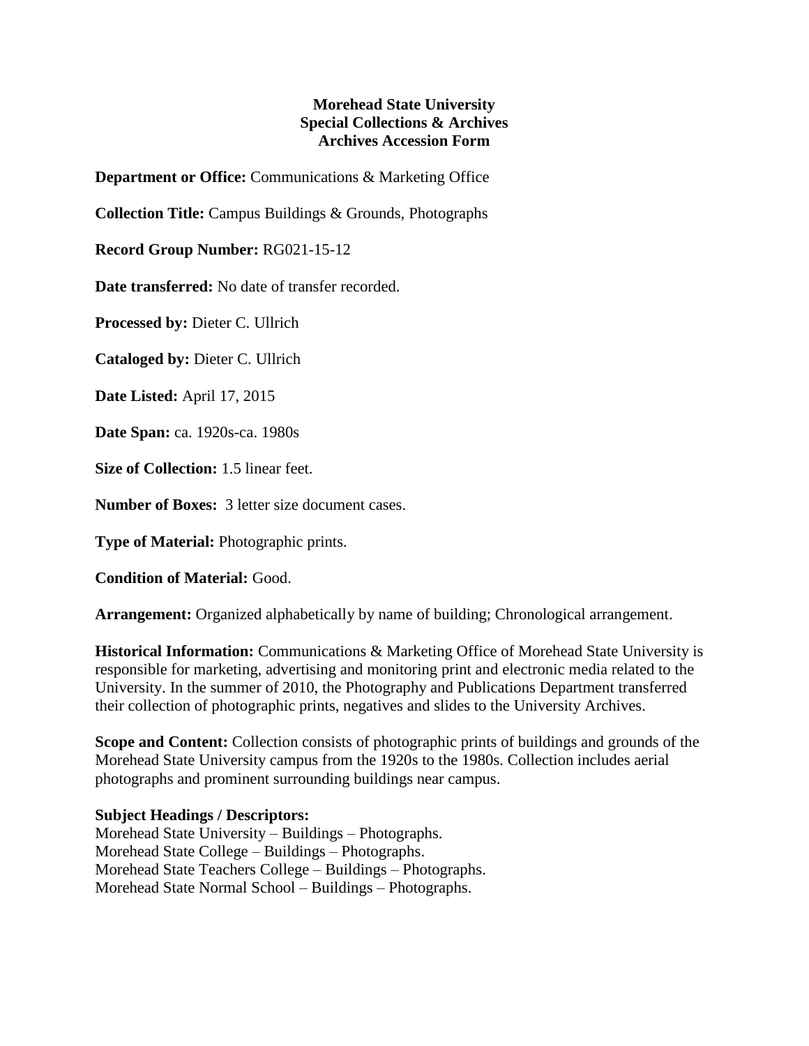**Morehead State University**
**Special Collections & Archives**
**Archives Accession Form**

**Department or Office:** Communications & Marketing Office

**Collection Title:** Campus Buildings & Grounds, Photographs

**Record Group Number:** RG021-15-12

**Date transferred:** No date of transfer recorded.

**Processed by:** Dieter C. Ullrich

**Cataloged by:** Dieter C. Ullrich

**Date Listed:** April 17, 2015

**Date Span:** ca. 1920s-ca. 1980s

**Size of Collection:** 1.5 linear feet.

**Number of Boxes:** 3 letter size document cases.

**Type of Material:** Photographic prints.

**Condition of Material:** Good.

**Arrangement:** Organized alphabetically by name of building; Chronological arrangement.

**Historical Information:** Communications & Marketing Office of Morehead State University is responsible for marketing, advertising and monitoring print and electronic media related to the University. In the summer of 2010, the Photography and Publications Department transferred their collection of photographic prints, negatives and slides to the University Archives.

**Scope and Content:** Collection consists of photographic prints of buildings and grounds of the Morehead State University campus from the 1920s to the 1980s. Collection includes aerial photographs and prominent surrounding buildings near campus.

**Subject Headings / Descriptors:**
Morehead State University – Buildings – Photographs.
Morehead State College – Buildings – Photographs.
Morehead State Teachers College – Buildings – Photographs.
Morehead State Normal School – Buildings – Photographs.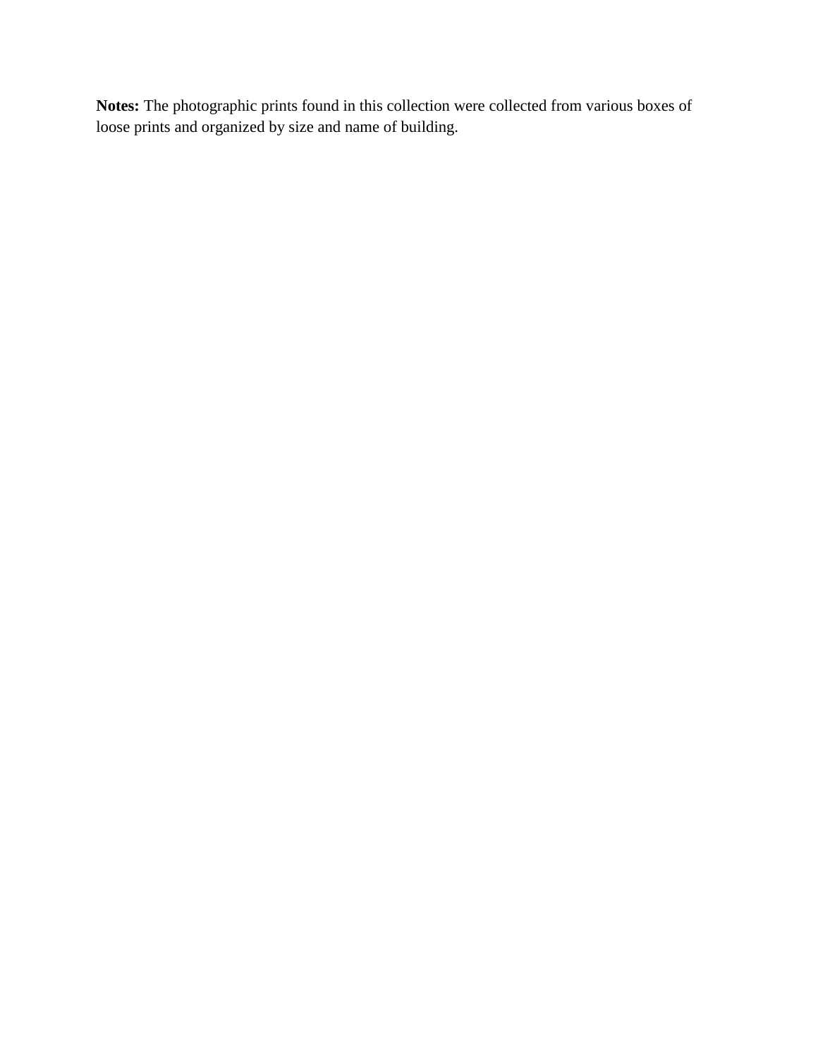**Notes:** The photographic prints found in this collection were collected from various boxes of loose prints and organized by size and name of building.